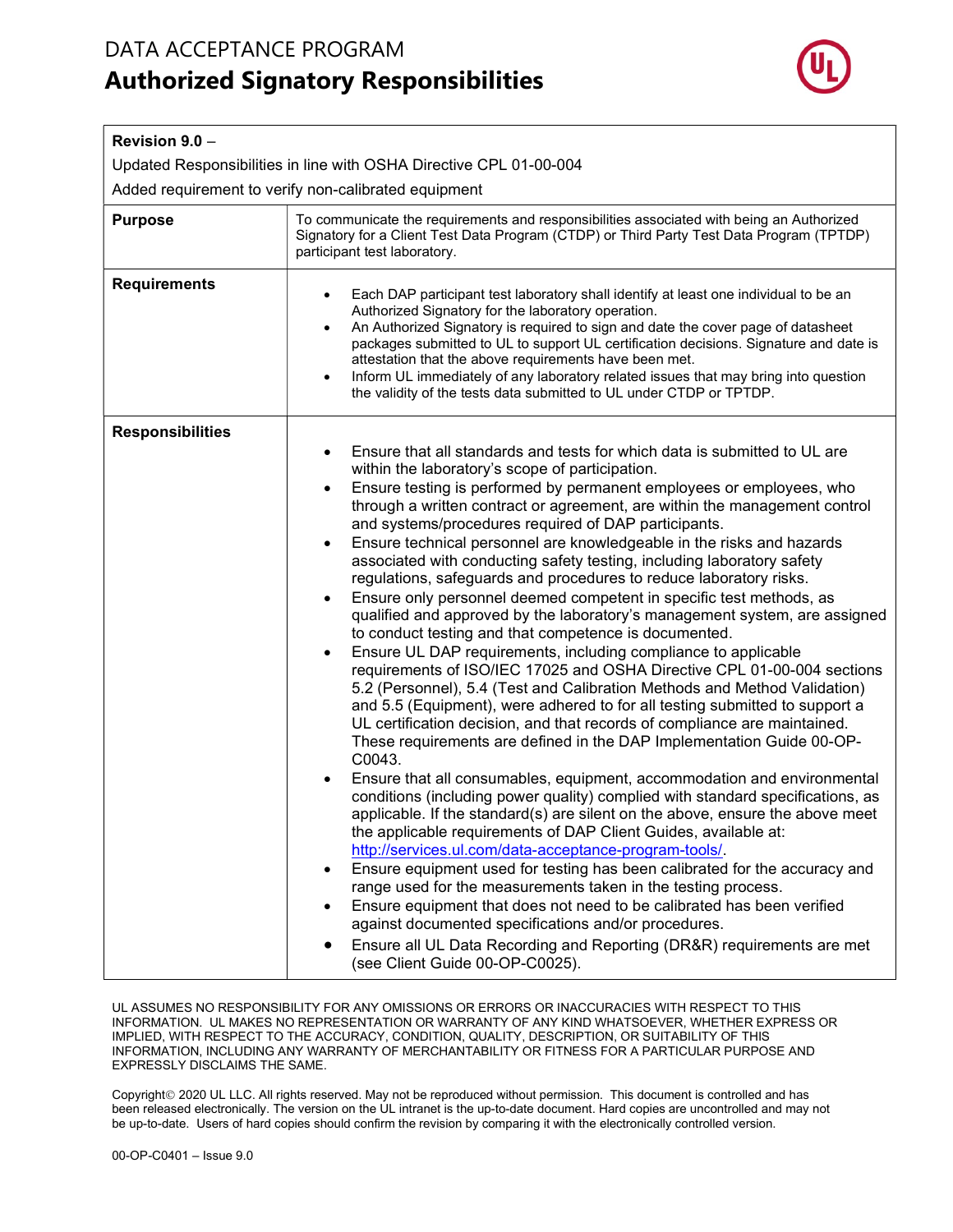DATA ACCEPTANCE PROGRAM

# Authorized Signatory Responsibilities

| **Revision 9.0** – Updated Responsibilities in line with OSHA Directive CPL 01-00-004 Added requirement to verify non-calibrated equipment | |
|---|---|
| **Purpose** | To communicate the requirements and responsibilities associated with being an Authorized Signatory for a Client Test Data Program (CTDP) or Third Party Test Data Program (TPTDP) participant test laboratory. |
| **Requirements** | • Each DAP participant test laboratory shall identify at least one individual to be an Authorized Signatory for the laboratory operation.<br>• An Authorized Signatory is required to sign and date the cover page of datasheet packages submitted to UL to support UL certification decisions. Signature and date is attestation that the above requirements have been met.<br>• Inform UL immediately of any laboratory related issues that may bring into question the validity of the tests data submitted to UL under CTDP or TPTDP. |
| **Responsibilities** | • Ensure that all standards and tests for which data is submitted to UL are within the laboratory's scope of participation.<br>• Ensure testing is performed by permanent employees or employees, who through a written contract or agreement, are within the management control and systems/procedures required of DAP participants.<br>• Ensure technical personnel are knowledgeable in the risks and hazards associated with conducting safety testing, including laboratory safety regulations, safeguards and procedures to reduce laboratory risks.<br>• Ensure only personnel deemed competent in specific test methods, as qualified and approved by the laboratory's management system, are assigned to conduct testing and that competence is documented.<br>• Ensure UL DAP requirements, including compliance to applicable requirements of ISO/IEC 17025 and OSHA Directive CPL 01-00-004 sections 5.2 (Personnel), 5.4 (Test and Calibration Methods and Method Validation) and 5.5 (Equipment), were adhered to for all testing submitted to support a UL certification decision, and that records of compliance are maintained. These requirements are defined in the DAP Implementation Guide 00-OP-C0043.<br>• Ensure that all consumables, equipment, accommodation and environmental conditions (including power quality) complied with standard specifications, as applicable. If the standard(s) are silent on the above, ensure the above meet the applicable requirements of DAP Client Guides, available at: http://services.ul.com/data-acceptance-program-tools/.<br>• Ensure equipment used for testing has been calibrated for the accuracy and range used for the measurements taken in the testing process.<br>• Ensure equipment that does not need to be calibrated has been verified against documented specifications and/or procedures.<br>• Ensure all UL Data Recording and Reporting (DR&R) requirements are met (see Client Guide 00-OP-C0025). |

UL ASSUMES NO RESPONSIBILITY FOR ANY OMISSIONS OR ERRORS OR INACCURACIES WITH RESPECT TO THIS INFORMATION. UL MAKES NO REPRESENTATION OR WARRANTY OF ANY KIND WHATSOEVER, WHETHER EXPRESS OR IMPLIED, WITH RESPECT TO THE ACCURACY, CONDITION, QUALITY, DESCRIPTION, OR SUITABILITY OF THIS INFORMATION, INCLUDING ANY WARRANTY OF MERCHANTABILITY OR FITNESS FOR A PARTICULAR PURPOSE AND EXPRESSLY DISCLAIMS THE SAME.

Copyright© 2020 UL LLC. All rights reserved. May not be reproduced without permission. This document is controlled and has been released electronically. The version on the UL intranet is the up-to-date document. Hard copies are uncontrolled and may not be up-to-date. Users of hard copies should confirm the revision by comparing it with the electronically controlled version.

00-OP-C0401 – Issue 9.0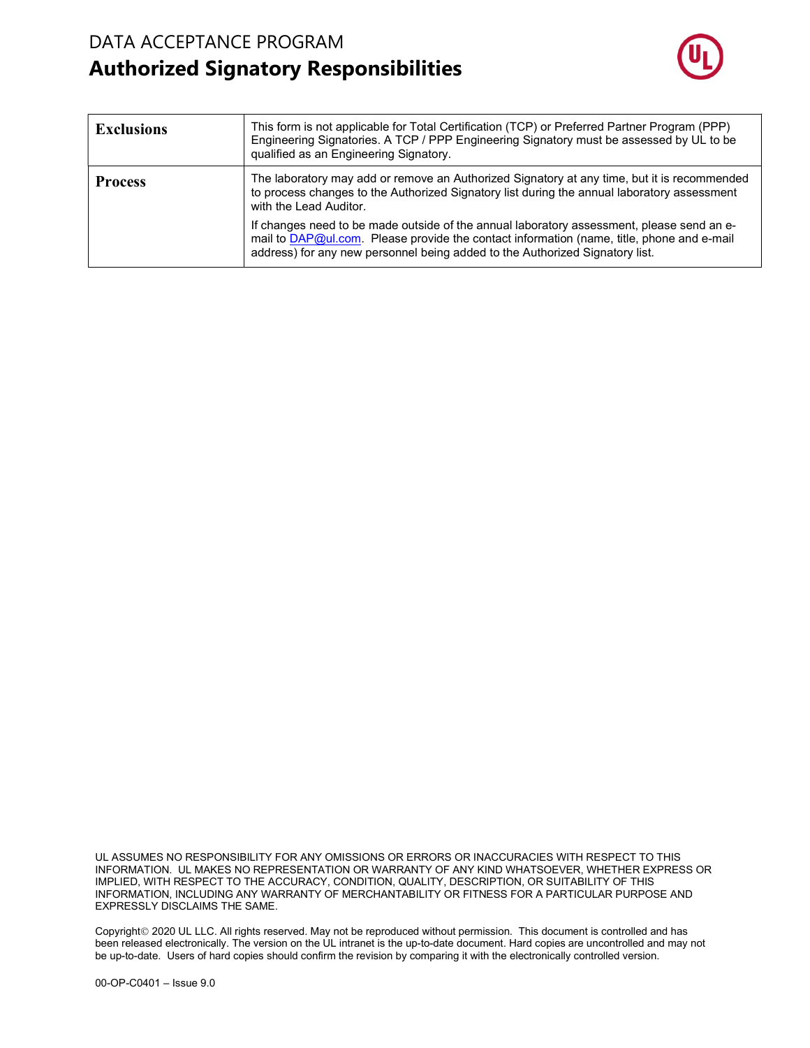| | |
|---|---|
| **Exclusions** | This form is not applicable for Total Certification (TCP) or Preferred Partner Program (PPP) Engineering Signatories. A TCP / PPP Engineering Signatory must be assessed by UL to be qualified as an Engineering Signatory. |
| **Process** | The laboratory may add or remove an Authorized Signatory at any time, but it is recommended to process changes to the Authorized Signatory list during the annual laboratory assessment with the Lead Auditor.<br><br>If changes need to be made outside of the annual laboratory assessment, please send an e-mail to DAP@ul.com. Please provide the contact information (name, title, phone and e-mail address) for any new personnel being added to the Authorized Signatory list. |

UL ASSUMES NO RESPONSIBILITY FOR ANY OMISSIONS OR ERRORS OR INACCURACIES WITH RESPECT TO THIS INFORMATION. UL MAKES NO REPRESENTATION OR WARRANTY OF ANY KIND WHATSOEVER, WHETHER EXPRESS OR IMPLIED, WITH RESPECT TO THE ACCURACY, CONDITION, QUALITY, DESCRIPTION, OR SUITABILITY OF THIS INFORMATION, INCLUDING ANY WARRANTY OF MERCHANTABILITY OR FITNESS FOR A PARTICULAR PURPOSE AND EXPRESSLY DISCLAIMS THE SAME.

Copyright© 2020 UL LLC. All rights reserved. May not be reproduced without permission. This document is controlled and has been released electronically. The version on the UL intranet is the up-to-date document. Hard copies are uncontrolled and may not be up-to-date. Users of hard copies should confirm the revision by comparing it with the electronically controlled version.

00-OP-C0401 – Issue 9.0